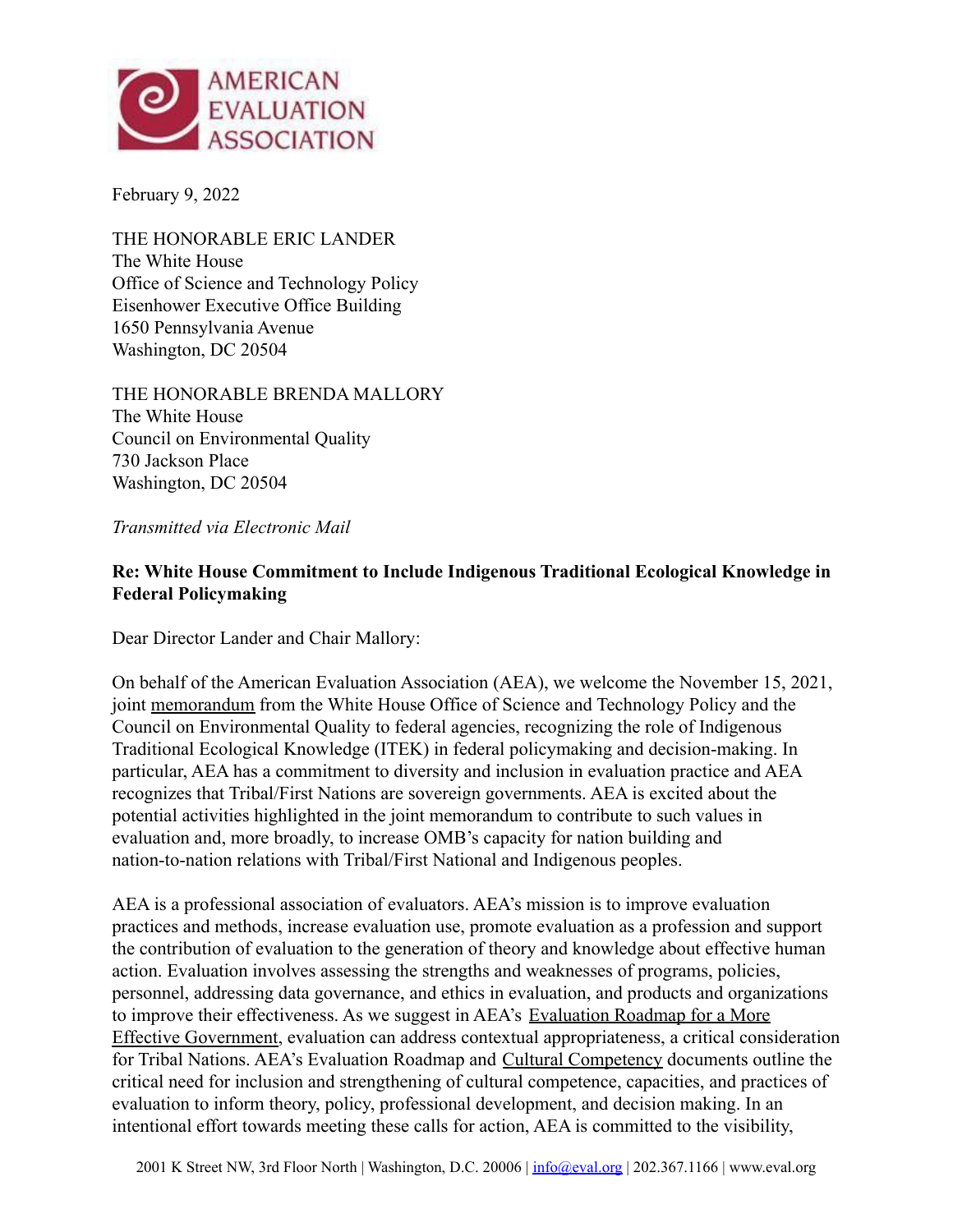AMERICAN EVALUATION ASSOCIATION

February 9, 2022

THE HONORABLE ERIC LANDER
The White House
Office of Science and Technology Policy
Eisenhower Executive Office Building
1650 Pennsylvania Avenue
Washington, DC 20504

THE HONORABLE BRENDA MALLORY
The White House
Council on Environmental Quality
730 Jackson Place
Washington, DC 20504

*Transmitted via Electronic Mail*

**Re: White House Commitment to Include Indigenous Traditional Ecological Knowledge in Federal Policymaking**

Dear Director Lander and Chair Mallory:

On behalf of the American Evaluation Association (AEA), we welcome the November 15, 2021, joint memorandum from the White House Office of Science and Technology Policy and the Council on Environmental Quality to federal agencies, recognizing the role of Indigenous Traditional Ecological Knowledge (ITEK) in federal policymaking and decision-making. In particular, AEA has a commitment to diversity and inclusion in evaluation practice and AEA recognizes that Tribal/First Nations are sovereign governments. AEA is excited about the potential activities highlighted in the joint memorandum to contribute to such values in evaluation and, more broadly, to increase OMB's capacity for nation building and nation-to-nation relations with Tribal/First National and Indigenous peoples.

AEA is a professional association of evaluators. AEA's mission is to improve evaluation practices and methods, increase evaluation use, promote evaluation as a profession and support the contribution of evaluation to the generation of theory and knowledge about effective human action. Evaluation involves assessing the strengths and weaknesses of programs, policies, personnel, addressing data governance, and ethics in evaluation, and products and organizations to improve their effectiveness. As we suggest in AEA's Evaluation Roadmap for a More Effective Government, evaluation can address contextual appropriateness, a critical consideration for Tribal Nations. AEA's Evaluation Roadmap and Cultural Competency documents outline the critical need for inclusion and strengthening of cultural competence, capacities, and practices of evaluation to inform theory, policy, professional development, and decision making. In an intentional effort towards meeting these calls for action, AEA is committed to the visibility,

2001 K Street NW, 3rd Floor North | Washington, D.C. 20006 | info@eval.org | 202.367.1166 | www.eval.org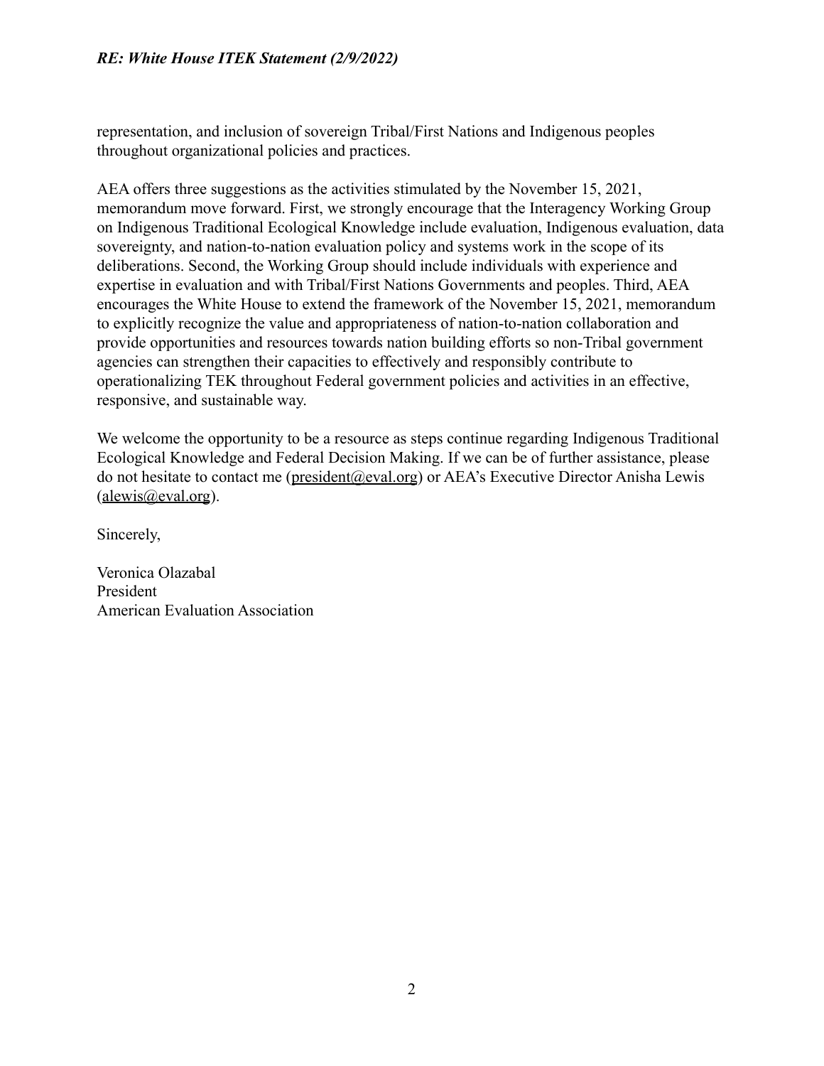representation, and inclusion of sovereign Tribal/First Nations and Indigenous peoples throughout organizational policies and practices.

AEA offers three suggestions as the activities stimulated by the November 15, 2021, memorandum move forward. First, we strongly encourage that the Interagency Working Group on Indigenous Traditional Ecological Knowledge include evaluation, Indigenous evaluation, data sovereignty, and nation-to-nation evaluation policy and systems work in the scope of its deliberations. Second, the Working Group should include individuals with experience and expertise in evaluation and with Tribal/First Nations Governments and peoples. Third, AEA encourages the White House to extend the framework of the November 15, 2021, memorandum to explicitly recognize the value and appropriateness of nation-to-nation collaboration and provide opportunities and resources towards nation building efforts so non-Tribal government agencies can strengthen their capacities to effectively and responsibly contribute to operationalizing TEK throughout Federal government policies and activities in an effective, responsive, and sustainable way.

We welcome the opportunity to be a resource as steps continue regarding Indigenous Traditional Ecological Knowledge and Federal Decision Making. If we can be of further assistance, please do not hesitate to contact me (president@eval.org) or AEA's Executive Director Anisha Lewis (alewis@eval.org).

Sincerely,

Veronica Olazabal
President
American Evaluation Association